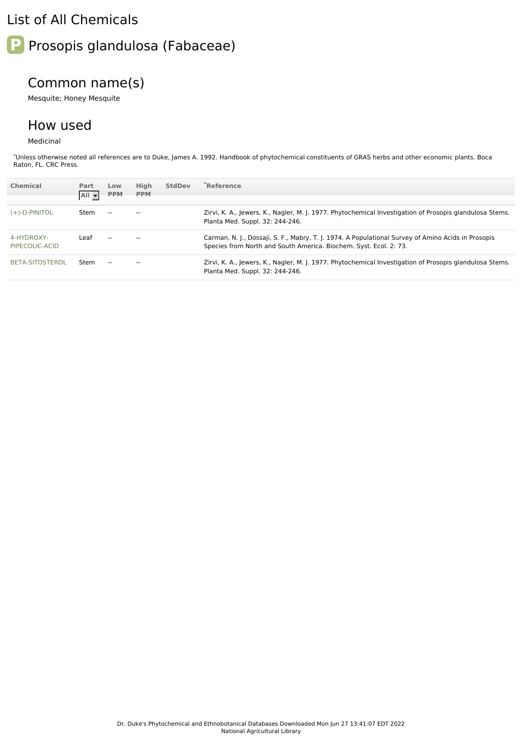# List of All Chemicals

## Prosopis glandulosa (Fabaceae)

### Common name(s)

Mesquite; Honey Mesquite

### How used

Medicinal

*Unless otherwise noted all references are to Duke, James A. 1992. Handbook of phytochemical constituents of GRAS herbs and other economic plants. Boca Raton, FL. CRC Press.

| Chemical | Part | Low PPM | High PPM | StdDev | *Reference |
|---|---|---|---|---|---|
| (+)-D-PINITOL | Stem | -- | -- | | Zirvi, K. A., Jewers, K., Nagler, M. J. 1977. Phytochemical Investigation of Prosopis glandulosa Stems. Planta Med. Suppl. 32: 244-246. |
| 4-HYDROXY-PIPECOLIC-ACID | Leaf | -- | -- | | Carman, N. J., Dossaji, S. F., Mabry, T. J. 1974. A Populational Survey of Amino Acids in Prosopis Species from North and South America. Biochem. Syst. Ecol. 2: 73. |
| BETA-SITOSTEROL | Stem | -- | -- | | Zirvi, K. A., Jewers, K., Nagler, M. J. 1977. Phytochemical Investigation of Prosopis glandulosa Stems. Planta Med. Suppl. 32: 244-246. |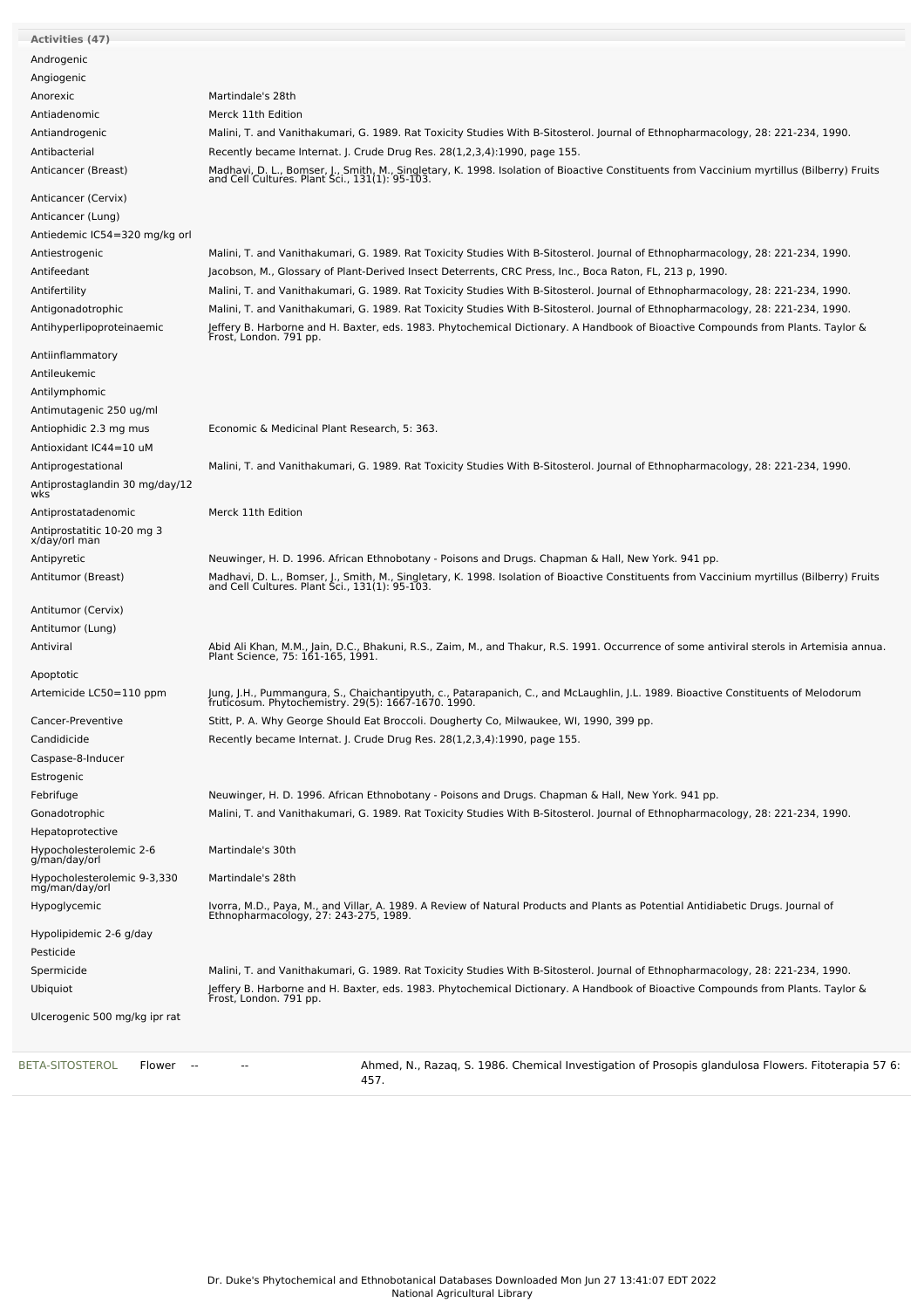| Activities (47) | |
|---|---|
| Androgenic | |
| Angiogenic | |
| Anorexic | Martindale's 28th |
| Antiadenomic | Merck 11th Edition |
| Antiandrogenic | Malini, T. and Vanithakumari, G. 1989. Rat Toxicity Studies With B-Sitosterol. Journal of Ethnopharmacology, 28: 221-234, 1990. |
| Antibacterial | Recently became Internat. J. Crude Drug Res. 28(1,2,3,4):1990, page 155. |
| Anticancer (Breast) | Madhavi, D. L., Bomser, J., Smith, M., Singletary, K. 1998. Isolation of Bioactive Constituents from Vaccinium myrtillus (Bilberry) Fruits and Cell Cultures. Plant Sci., 131(1): 95-103. |
| Anticancer (Cervix) | |
| Anticancer (Lung) | |
| Antiedemic IC54=320 mg/kg orl | |
| Antiestrogenic | Malini, T. and Vanithakumari, G. 1989. Rat Toxicity Studies With B-Sitosterol. Journal of Ethnopharmacology, 28: 221-234, 1990. |
| Antifeedant | Jacobson, M., Glossary of Plant-Derived Insect Deterrents, CRC Press, Inc., Boca Raton, FL, 213 p, 1990. |
| Antifertility | Malini, T. and Vanithakumari, G. 1989. Rat Toxicity Studies With B-Sitosterol. Journal of Ethnopharmacology, 28: 221-234, 1990. |
| Antigonadotrophic | Malini, T. and Vanithakumari, G. 1989. Rat Toxicity Studies With B-Sitosterol. Journal of Ethnopharmacology, 28: 221-234, 1990. |
| Antihyperlipoproteinaemic | Jeffery B. Harborne and H. Baxter, eds. 1983. Phytochemical Dictionary. A Handbook of Bioactive Compounds from Plants. Taylor & Frost, London. 791 pp. |
| Antiinflammatory | |
| Antileukemic | |
| Antilymphomic | |
| Antimutagenic 250 ug/ml | |
| Antiophidic 2.3 mg mus | Economic & Medicinal Plant Research, 5: 363. |
| Antioxidant IC44=10 uM | |
| Antiprogestational | Malini, T. and Vanithakumari, G. 1989. Rat Toxicity Studies With B-Sitosterol. Journal of Ethnopharmacology, 28: 221-234, 1990. |
| Antiprostaglandin 30 mg/day/12 wks | |
| Antiprostatadenomic | Merck 11th Edition |
| Antiprostatitic 10-20 mg 3 x/day/orl man | |
| Antipyretic | Neuwinger, H. D. 1996. African Ethnobotany - Poisons and Drugs. Chapman & Hall, New York. 941 pp. |
| Antitumor (Breast) | Madhavi, D. L., Bomser, J., Smith, M., Singletary, K. 1998. Isolation of Bioactive Constituents from Vaccinium myrtillus (Bilberry) Fruits and Cell Cultures. Plant Sci., 131(1): 95-103. |
| Antitumor (Cervix) | |
| Antitumor (Lung) | |
| Antiviral | Abid Ali Khan, M.M., Jain, D.C., Bhakuni, R.S., Zaim, M., and Thakur, R.S. 1991. Occurrence of some antiviral sterols in Artemisia annua. Plant Science, 75: 161-165, 1991. |
| Apoptotic | |
| Artemicide LC50=110 ppm | Jung, J.H., Pummangura, S., Chaichantipyuth, c., Patarapanich, C., and McLaughlin, J.L. 1989. Bioactive Constituents of Melodorum fruticosum. Phytochemistry. 29(5): 1667-1670. 1990. |
| Cancer-Preventive | Stitt, P. A. Why George Should Eat Broccoli. Dougherty Co, Milwaukee, WI, 1990, 399 pp. |
| Candidicide | Recently became Internat. J. Crude Drug Res. 28(1,2,3,4):1990, page 155. |
| Caspase-8-Inducer | |
| Estrogenic | |
| Febrifuge | Neuwinger, H. D. 1996. African Ethnobotany - Poisons and Drugs. Chapman & Hall, New York. 941 pp. |
| Gonadotrophic | Malini, T. and Vanithakumari, G. 1989. Rat Toxicity Studies With B-Sitosterol. Journal of Ethnopharmacology, 28: 221-234, 1990. |
| Hepatoprotective | |
| Hypocholesterolemic 2-6 g/man/day/orl | Martindale's 30th |
| Hypocholesterolemic 9-3,330 mg/man/day/orl | Martindale's 28th |
| Hypoglycemic | Ivorra, M.D., Paya, M., and Villar, A. 1989. A Review of Natural Products and Plants as Potential Antidiabetic Drugs. Journal of Ethnopharmacology, 27: 243-275, 1989. |
| Hypolipidemic 2-6 g/day | |
| Pesticide | |
| Spermicide | Malini, T. and Vanithakumari, G. 1989. Rat Toxicity Studies With B-Sitosterol. Journal of Ethnopharmacology, 28: 221-234, 1990. |
| Ubiquiot | Jeffery B. Harborne and H. Baxter, eds. 1983. Phytochemical Dictionary. A Handbook of Bioactive Compounds from Plants. Taylor & Frost, London. 791 pp. |
| Ulcerogenic 500 mg/kg ipr rat | |

| | | | | |
|---|---|---|---|---|
| BETA-SITOSTEROL | Flower | -- | -- | Ahmed, N., Razaq, S. 1986. Chemical Investigation of Prosopis glandulosa Flowers. Fitoterapia 57 6: 457. |

Dr. Duke's Phytochemical and Ethnobotanical Databases Downloaded Mon Jun 27 13:41:07 EDT 2022
National Agricultural Library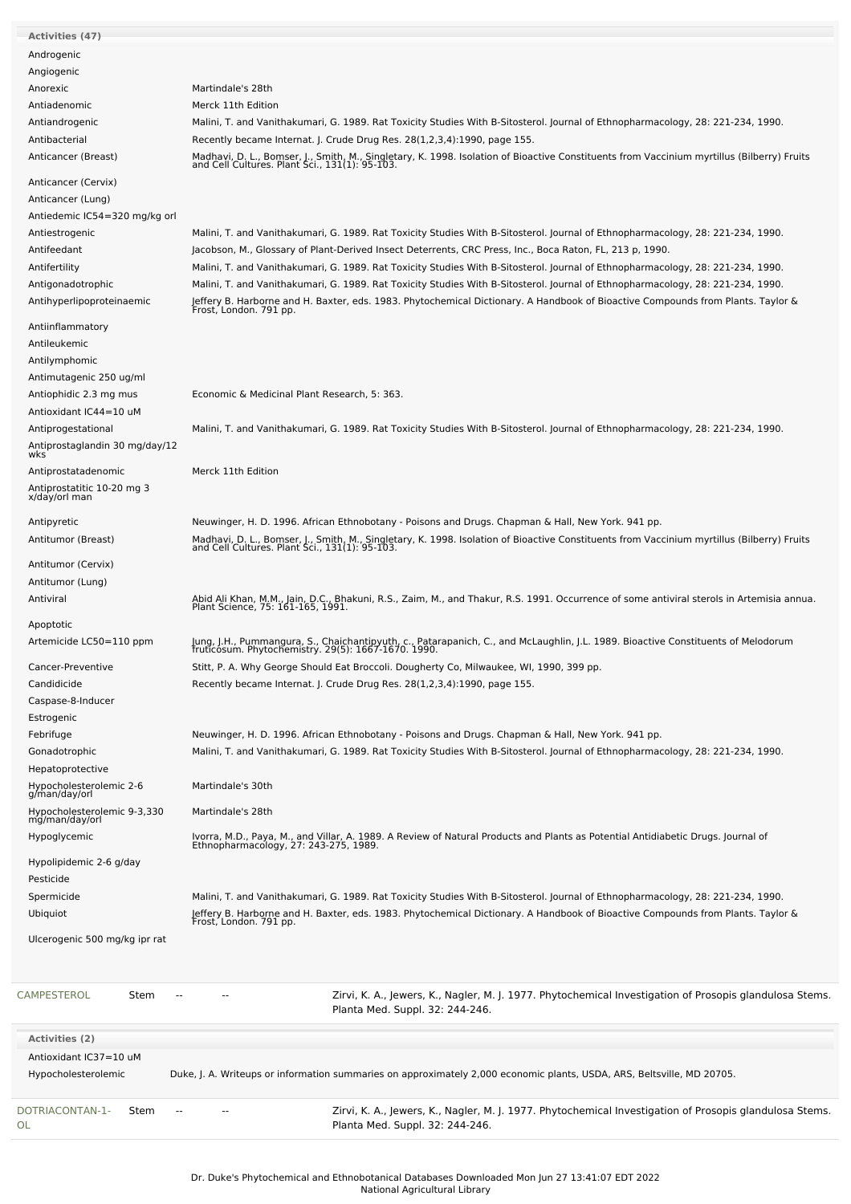| Activities (47) | |
|---|---|
| Androgenic | |
| Angiogenic | |
| Anorexic | Martindale's 28th |
| Antiadenomic | Merck 11th Edition |
| Antiandrogenic | Malini, T. and Vanithakumari, G. 1989. Rat Toxicity Studies With B-Sitosterol. Journal of Ethnopharmacology, 28: 221-234, 1990. |
| Antibacterial | Recently became Internat. J. Crude Drug Res. 28(1,2,3,4):1990, page 155. |
| Anticancer (Breast) | Madhavi, D. L., Bomser, J., Smith, M., Singletary, K. 1998. Isolation of Bioactive Constituents from Vaccinium myrtillus (Bilberry) Fruits and Cell Cultures. Plant Sci., 131(1): 95-103. |
| Anticancer (Cervix) | |
| Anticancer (Lung) | |
| Antiedemic IC54=320 mg/kg orl | |
| Antiestrogenic | Malini, T. and Vanithakumari, G. 1989. Rat Toxicity Studies With B-Sitosterol. Journal of Ethnopharmacology, 28: 221-234, 1990. |
| Antifeedant | Jacobson, M., Glossary of Plant-Derived Insect Deterrents, CRC Press, Inc., Boca Raton, FL, 213 p, 1990. |
| Antifertility | Malini, T. and Vanithakumari, G. 1989. Rat Toxicity Studies With B-Sitosterol. Journal of Ethnopharmacology, 28: 221-234, 1990. |
| Antigonadotrophic | Malini, T. and Vanithakumari, G. 1989. Rat Toxicity Studies With B-Sitosterol. Journal of Ethnopharmacology, 28: 221-234, 1990. |
| Antihyperlipoproteinaemic | Jeffery B. Harborne and H. Baxter, eds. 1983. Phytochemical Dictionary. A Handbook of Bioactive Compounds from Plants. Taylor & Frost, London. 791 pp. |
| Antiinflammatory | |
| Antileukemic | |
| Antilymphomic | |
| Antimutagenic 250 ug/ml | |
| Antiophidic 2.3 mg mus | Economic & Medicinal Plant Research, 5: 363. |
| Antioxidant IC44=10 uM | |
| Antiprogestational | Malini, T. and Vanithakumari, G. 1989. Rat Toxicity Studies With B-Sitosterol. Journal of Ethnopharmacology, 28: 221-234, 1990. |
| Antiprostaglandin 30 mg/day/12 wks | |
| Antiprostatadenomic | Merck 11th Edition |
| Antiprostatitic 10-20 mg 3 x/day/orl man | |
| Antipyretic | Neuwinger, H. D. 1996. African Ethnobotany - Poisons and Drugs. Chapman & Hall, New York. 941 pp. |
| Antitumor (Breast) | Madhavi, D. L., Bomser, J., Smith, M., Singletary, K. 1998. Isolation of Bioactive Constituents from Vaccinium myrtillus (Bilberry) Fruits and Cell Cultures. Plant Sci., 131(1): 95-103. |
| Antitumor (Cervix) | |
| Antitumor (Lung) | |
| Antiviral | Abid Ali Khan, M.M., Jain, D.C., Bhakuni, R.S., Zaim, M., and Thakur, R.S. 1991. Occurrence of some antiviral sterols in Artemisia annua. Plant Science, 75: 161-165, 1991. |
| Apoptotic | |
| Artemicide LC50=110 ppm | Jung, J.H., Pummangura, S., Chaichantipyuth, c., Patarapanich, C., and McLaughlin, J.L. 1989. Bioactive Constituents of Melodorum fruticosum. Phytochemistry. 29(5): 1667-1670. 1990. |
| Cancer-Preventive | Stitt, P. A. Why George Should Eat Broccoli. Dougherty Co, Milwaukee, WI, 1990, 399 pp. |
| Candidicide | Recently became Internat. J. Crude Drug Res. 28(1,2,3,4):1990, page 155. |
| Caspase-8-Inducer | |
| Estrogenic | |
| Febrifuge | Neuwinger, H. D. 1996. African Ethnobotany - Poisons and Drugs. Chapman & Hall, New York. 941 pp. |
| Gonadotrophic | Malini, T. and Vanithakumari, G. 1989. Rat Toxicity Studies With B-Sitosterol. Journal of Ethnopharmacology, 28: 221-234, 1990. |
| Hepatoprotective | |
| Hypocholesterolemic 2-6 g/man/day/orl | Martindale's 30th |
| Hypocholesterolemic 9-3,330 mg/man/day/orl | Martindale's 28th |
| Hypoglycemic | Ivorra, M.D., Paya, M., and Villar, A. 1989. A Review of Natural Products and Plants as Potential Antidiabetic Drugs. Journal of Ethnopharmacology, 27: 243-275, 1989. |
| Hypolipidemic 2-6 g/day | |
| Pesticide | |
| Spermicide | Malini, T. and Vanithakumari, G. 1989. Rat Toxicity Studies With B-Sitosterol. Journal of Ethnopharmacology, 28: 221-234, 1990. |
| Ubiquiot | Jeffery B. Harborne and H. Baxter, eds. 1983. Phytochemical Dictionary. A Handbook of Bioactive Compounds from Plants. Taylor & Frost, London. 791 pp. |
| Ulcerogenic 500 mg/kg ipr rat | |

| CAMPESTEROL | Stem | -- | -- | Zirvi, K. A., Jewers, K., Nagler, M. J. 1977. Phytochemical Investigation of Prosopis glandulosa Stems. Planta Med. Suppl. 32: 244-246. |
|---|---|---|---|---|

| Activities (2) | |
|---|---|
| Antioxidant IC37=10 uM | |
| Hypocholesterolemic | Duke, J. A. Writeups or information summaries on approximately 2,000 economic plants, USDA, ARS, Beltsville, MD 20705. |

| DOTRIACONTAN-1-OL | Stem | -- | -- | Zirvi, K. A., Jewers, K., Nagler, M. J. 1977. Phytochemical Investigation of Prosopis glandulosa Stems. Planta Med. Suppl. 32: 244-246. |
|---|---|---|---|---|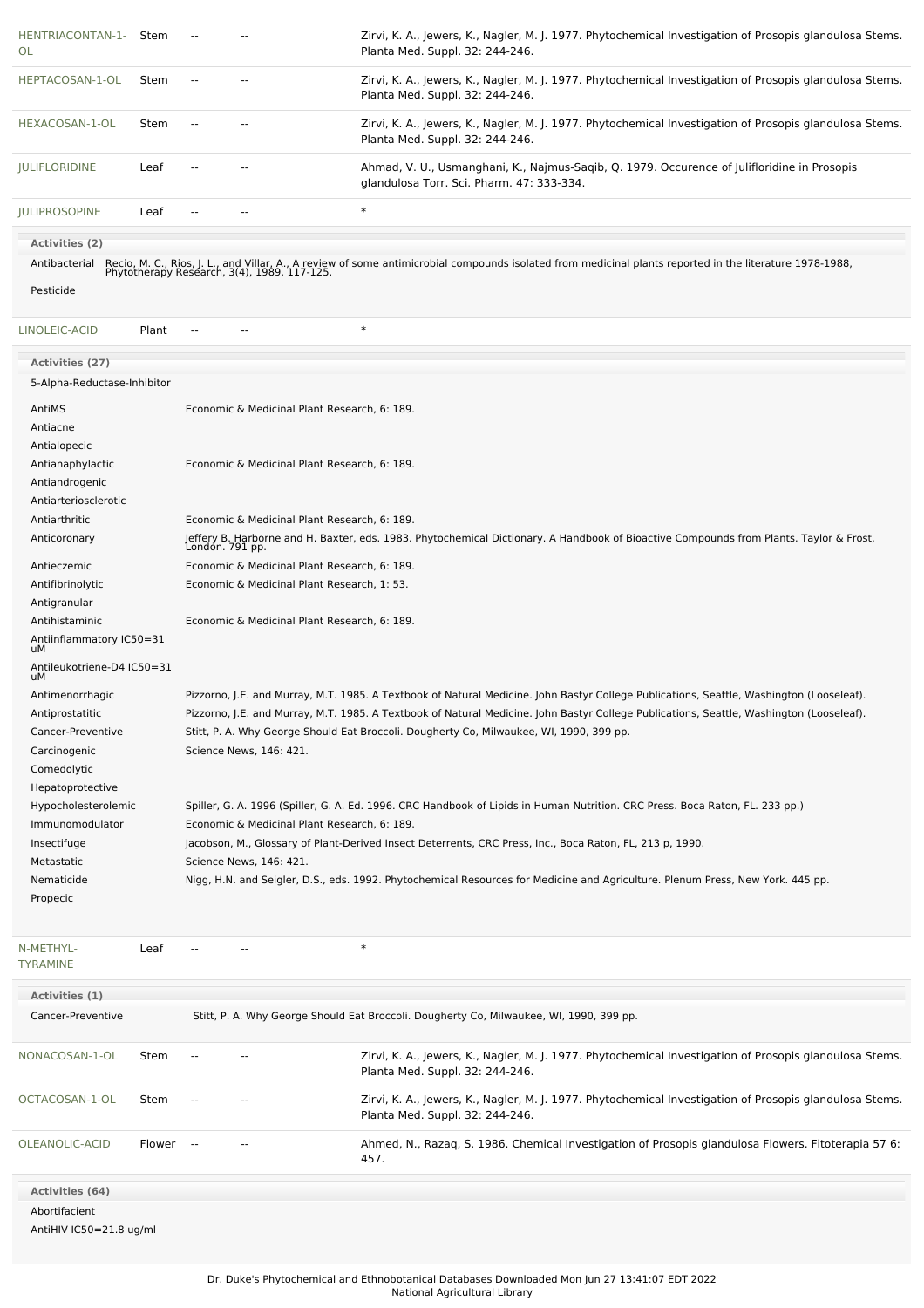| Chemical | Part | Low PPM | High PPM | Reference |
|---|---|---|---|---|
| HENTRIACONTAN-1-OL | Stem | -- | -- | Zirvi, K. A., Jewers, K., Nagler, M. J. 1977. Phytochemical Investigation of Prosopis glandulosa Stems. Planta Med. Suppl. 32: 244-246. |
| HEPTACOSAN-1-OL | Stem | -- | -- | Zirvi, K. A., Jewers, K., Nagler, M. J. 1977. Phytochemical Investigation of Prosopis glandulosa Stems. Planta Med. Suppl. 32: 244-246. |
| HEXACOSAN-1-OL | Stem | -- | -- | Zirvi, K. A., Jewers, K., Nagler, M. J. 1977. Phytochemical Investigation of Prosopis glandulosa Stems. Planta Med. Suppl. 32: 244-246. |
| JULIFLORIDINE | Leaf | -- | -- | Ahmad, V. U., Usmanghani, K., Najmus-Saqib, Q. 1979. Occurence of Julifloridine in Prosopis glandulosa Torr. Sci. Pharm. 47: 333-334. |
| JULIPROSOPINE | Leaf | -- | -- | * |

**Activities (2)**

| Activity | Reference |
|---|---|
| Antibacterial | Recio, M. C., Rios, J. L., and Villar, A., A review of some antimicrobial compounds isolated from medicinal plants reported in the literature 1978-1988, Phytotherapy Research, 3(4), 1989, 117-125. |
| Pesticide | |

| Chemical | Part | Low PPM | High PPM | Reference |
|---|---|---|---|---|
| LINOLEIC-ACID | Plant | -- | -- | * |

**Activities (27)**

| Activity | Reference |
|---|---|
| 5-Alpha-Reductase-Inhibitor | |
| AntiMS | Economic & Medicinal Plant Research, 6: 189. |
| Antiacne | |
| Antialopecic | |
| Antianaphylactic | Economic & Medicinal Plant Research, 6: 189. |
| Antiandrogenic | |
| Antiarteriosclerotic | |
| Antiarthritic | Economic & Medicinal Plant Research, 6: 189. |
| Anticoronary | Jeffery B. Harborne and H. Baxter, eds. 1983. Phytochemical Dictionary. A Handbook of Bioactive Compounds from Plants. Taylor & Frost, London. 791 pp. |
| Antieczemic | Economic & Medicinal Plant Research, 6: 189. |
| Antifibrinolytic | Economic & Medicinal Plant Research, 1: 53. |
| Antigranular | |
| Antihistaminic | Economic & Medicinal Plant Research, 6: 189. |
| Antiinflammatory IC50=31 uM | |
| Antileukotriene-D4 IC50=31 uM | |
| Antimenorrhagic | Pizzorno, J.E. and Murray, M.T. 1985. A Textbook of Natural Medicine. John Bastyr College Publications, Seattle, Washington (Looseleaf). |
| Antiprostatitic | Pizzorno, J.E. and Murray, M.T. 1985. A Textbook of Natural Medicine. John Bastyr College Publications, Seattle, Washington (Looseleaf). |
| Cancer-Preventive | Stitt, P. A. Why George Should Eat Broccoli. Dougherty Co, Milwaukee, WI, 1990, 399 pp. |
| Carcinogenic | Science News, 146: 421. |
| Comedolytic | |
| Hepatoprotective | |
| Hypocholesterolemic | Spiller, G. A. 1996 (Spiller, G. A. Ed. 1996. CRC Handbook of Lipids in Human Nutrition. CRC Press. Boca Raton, FL. 233 pp.) |
| Immunomodulator | Economic & Medicinal Plant Research, 6: 189. |
| Insectifuge | Jacobson, M., Glossary of Plant-Derived Insect Deterrents, CRC Press, Inc., Boca Raton, FL, 213 p, 1990. |
| Metastatic | Science News, 146: 421. |
| Nematicide | Nigg, H.N. and Seigler, D.S., eds. 1992. Phytochemical Resources for Medicine and Agriculture. Plenum Press, New York. 445 pp. |
| Propecic | |

| Chemical | Part | Low PPM | High PPM | Reference |
|---|---|---|---|---|
| N-METHYL-TYRAMINE | Leaf | -- | -- | * |

**Activities (1)**

| Activity | Reference |
|---|---|
| Cancer-Preventive | Stitt, P. A. Why George Should Eat Broccoli. Dougherty Co, Milwaukee, WI, 1990, 399 pp. |

| Chemical | Part | Low PPM | High PPM | Reference |
|---|---|---|---|---|
| NONACOSAN-1-OL | Stem | -- | -- | Zirvi, K. A., Jewers, K., Nagler, M. J. 1977. Phytochemical Investigation of Prosopis glandulosa Stems. Planta Med. Suppl. 32: 244-246. |
| OCTACOSAN-1-OL | Stem | -- | -- | Zirvi, K. A., Jewers, K., Nagler, M. J. 1977. Phytochemical Investigation of Prosopis glandulosa Stems. Planta Med. Suppl. 32: 244-246. |
| OLEANOLIC-ACID | Flower | -- | -- | Ahmed, N., Razaq, S. 1986. Chemical Investigation of Prosopis glandulosa Flowers. Fitoterapia 57 6: 457. |

**Activities (64)**

| Activity | Reference |
|---|---|
| Abortifacient | |
| AntiHIV IC50=21.8 ug/ml | |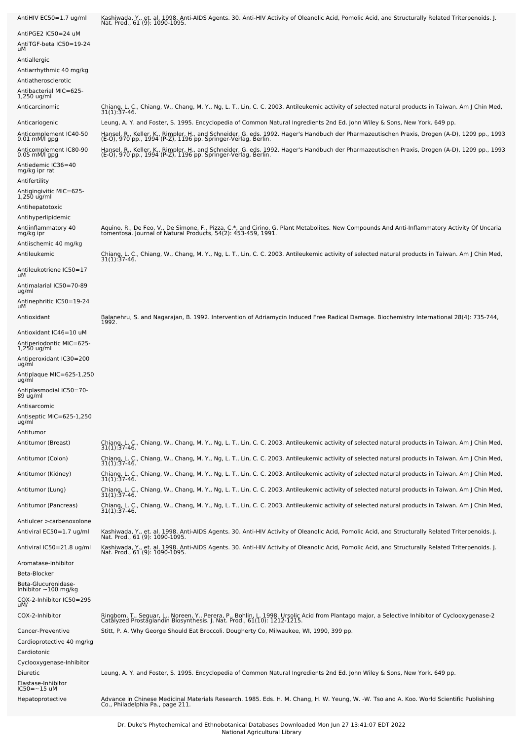| | |
|---|---|
| AntiHIV EC50=1.7 ug/ml | Kashiwada, Y., et. al. 1998. Anti-AIDS Agents. 30. Anti-HIV Activity of Oleanolic Acid, Pomolic Acid, and Structurally Related Triterpenoids. J. Nat. Prod., 61 (9): 1090-1095. |
| AntiPGE2 IC50=24 uM | |
| AntiTGF-beta IC50=19-24 uM | |
| Antiallergic | |
| Antiarrhythmic 40 mg/kg | |
| Antiatherosclerotic | |
| Antibacterial MIC=625-1,250 ug/ml | |
| Anticarcinomic | Chiang, L. C., Chiang, W., Chang, M. Y., Ng, L. T., Lin, C. C. 2003. Antileukemic activity of selected natural products in Taiwan. Am J Chin Med, 31(1):37-46. |
| Anticariogenic | Leung, A. Y. and Foster, S. 1995. Encyclopedia of Common Natural Ingredients 2nd Ed. John Wiley & Sons, New York. 649 pp. |
| Anticomplement IC40-50 0.01 mM/l gpg | Hansel, R., Keller, K., Rimpler, H., and Schneider, G. eds. 1992. Hager's Handbuch der Pharmazeutischen Praxis, Drogen (A-D), 1209 pp., 1993 (E-O), 970 pp., 1994 (P-Z), 1196 pp. Springer-Verlag, Berlin. |
| Anticomplement IC80-90 0.05 mM/l gpg | Hansel, R., Keller, K., Rimpler, H., and Schneider, G. eds. 1992. Hager's Handbuch der Pharmazeutischen Praxis, Drogen (A-D), 1209 pp., 1993 (E-O), 970 pp., 1994 (P-Z), 1196 pp. Springer-Verlag, Berlin. |
| Antiedemic IC36=40 mg/kg ipr rat | |
| Antifertility | |
| Antigingivitic MIC=625-1,250 ug/ml | |
| Antihepatotoxic | |
| Antihyperlipidemic | |
| Antiinflammatory 40 mg/kg ipr | Aquino, R., De Feo, V., De Simone, F., Pizza, C.*, and Cirino, G. Plant Metabolites. New Compounds And Anti-Inflammatory Activity Of Uncaria tomentosa. Journal of Natural Products, 54(2): 453-459, 1991. |
| Antiischemic 40 mg/kg | |
| Antileukemic | Chiang, L. C., Chiang, W., Chang, M. Y., Ng, L. T., Lin, C. C. 2003. Antileukemic activity of selected natural products in Taiwan. Am J Chin Med, 31(1):37-46. |
| Antileukotriene IC50=17 uM | |
| Antimalarial IC50=70-89 ug/ml | |
| Antinephritic IC50=19-24 uM | |
| Antioxidant | Balanehru, S. and Nagarajan, B. 1992. Intervention of Adriamycin Induced Free Radical Damage. Biochemistry International 28(4): 735-744, 1992. |
| Antioxidant IC46=10 uM | |
| Antiperiodontic MIC=625-1,250 ug/ml | |
| Antiperoxidant IC30=200 ug/ml | |
| Antiplaque MIC=625-1,250 ug/ml | |
| Antiplasmodial IC50=70-89 ug/ml | |
| Antisarcomic | |
| Antiseptic MIC=625-1,250 ug/ml | |
| Antitumor | |
| Antitumor (Breast) | Chiang, L. C., Chiang, W., Chang, M. Y., Ng, L. T., Lin, C. C. 2003. Antileukemic activity of selected natural products in Taiwan. Am J Chin Med, 31(1):37-46. |
| Antitumor (Colon) | Chiang, L. C., Chiang, W., Chang, M. Y., Ng, L. T., Lin, C. C. 2003. Antileukemic activity of selected natural products in Taiwan. Am J Chin Med, 31(1):37-46. |
| Antitumor (Kidney) | Chiang, L. C., Chiang, W., Chang, M. Y., Ng, L. T., Lin, C. C. 2003. Antileukemic activity of selected natural products in Taiwan. Am J Chin Med, 31(1):37-46. |
| Antitumor (Lung) | Chiang, L. C., Chiang, W., Chang, M. Y., Ng, L. T., Lin, C. C. 2003. Antileukemic activity of selected natural products in Taiwan. Am J Chin Med, 31(1):37-46. |
| Antitumor (Pancreas) | Chiang, L. C., Chiang, W., Chang, M. Y., Ng, L. T., Lin, C. C. 2003. Antileukemic activity of selected natural products in Taiwan. Am J Chin Med, 31(1):37-46. |
| Antiulcer >carbenoxolone | |
| Antiviral EC50=1.7 ug/ml | Kashiwada, Y., et. al. 1998. Anti-AIDS Agents. 30. Anti-HIV Activity of Oleanolic Acid, Pomolic Acid, and Structurally Related Triterpenoids. J. Nat. Prod., 61 (9): 1090-1095. |
| Antiviral IC50=21.8 ug/ml | Kashiwada, Y., et. al. 1998. Anti-AIDS Agents. 30. Anti-HIV Activity of Oleanolic Acid, Pomolic Acid, and Structurally Related Triterpenoids. J. Nat. Prod., 61 (9): 1090-1095. |
| Aromatase-Inhibitor | |
| Beta-Blocker | |
| Beta-Glucuronidase-Inhibitor ~100 mg/kg | |
| COX-2-Inhibitor IC50=295 uM/ | |
| COX-2-Inhibitor | Ringbom, T., Seguar, L., Noreen, Y., Perera, P., Bohlin, L. 1998. Ursolic Acid from Plantago major, a Selective Inhibitor of Cyclooxygenase-2 Catalyzed Prostaglandin Biosynthesis. J. Nat. Prod., 61(10): 1212-1215. |
| Cancer-Preventive | Stitt, P. A. Why George Should Eat Broccoli. Dougherty Co, Milwaukee, WI, 1990, 399 pp. |
| Cardioprotective 40 mg/kg | |
| Cardiotonic | |
| Cyclooxygenase-Inhibitor | |
| Diuretic | Leung, A. Y. and Foster, S. 1995. Encyclopedia of Common Natural Ingredients 2nd Ed. John Wiley & Sons, New York. 649 pp. |
| Elastase-Inhibitor IC50=~15 uM | |
| Hepatoprotective | Advance in Chinese Medicinal Materials Research. 1985. Eds. H. M. Chang, H. W. Yeung, W. -W. Tso and A. Koo. World Scientific Publishing Co., Philadelphia Pa., page 211. |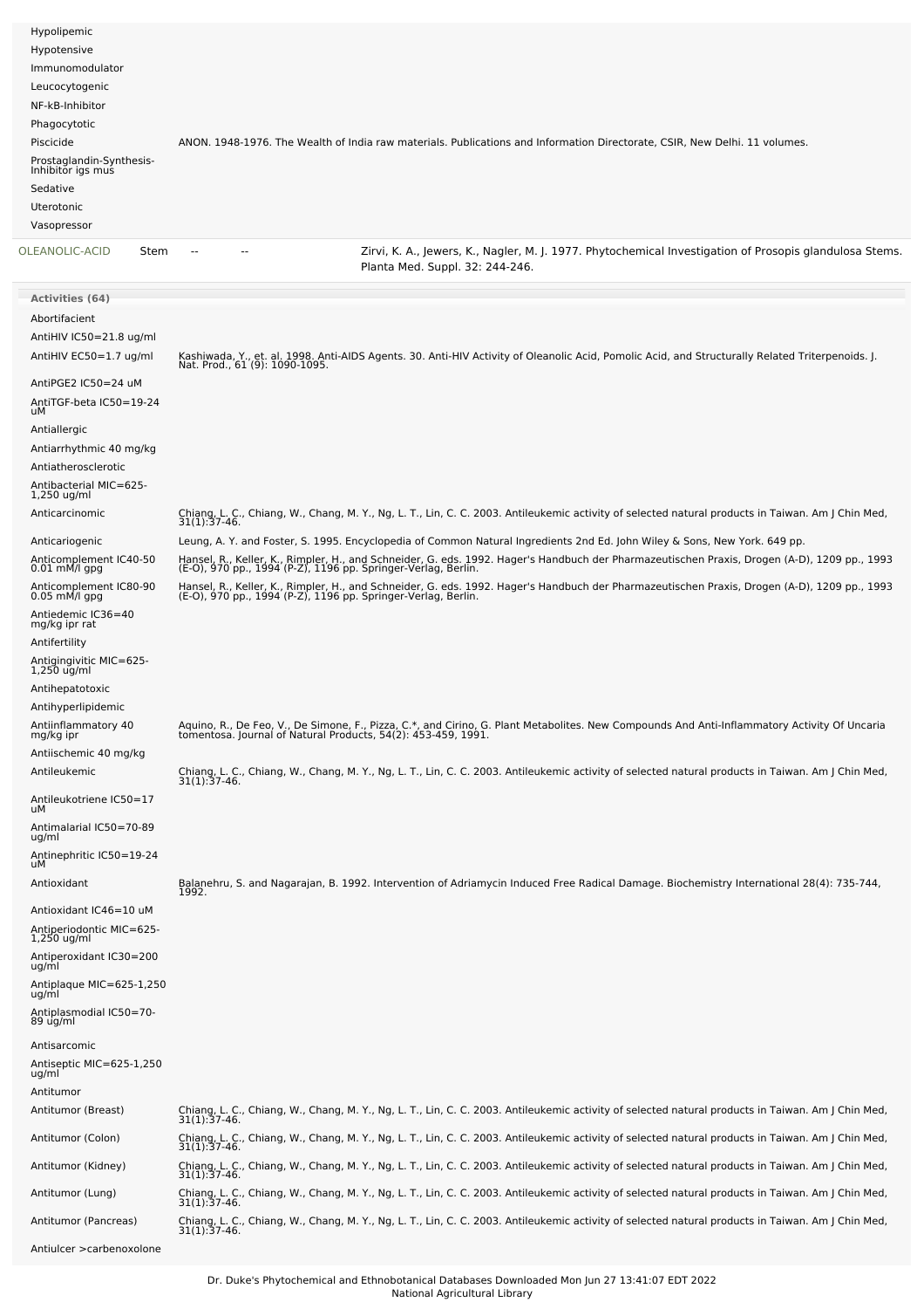| | | | | |
|---|---|---|---|---|
| Hypolipemic | | | | |
| Hypotensive | | | | |
| Immunomodulator | | | | |
| Leucocytogenic | | | | |
| NF-kB-Inhibitor | | | | |
| Phagocytotic | | | | |
| Piscicide | | | | ANON. 1948-1976. The Wealth of India raw materials. Publications and Information Directorate, CSIR, New Delhi. 11 volumes. |
| Prostaglandin-Synthesis-Inhibitor igs mus | | | | |
| Sedative | | | | |
| Uterotonic | | | | |
| Vasopressor | | | | |
| OLEANOLIC-ACID | Stem | -- | -- | Zirvi, K. A., Jewers, K., Nagler, M. J. 1977. Phytochemical Investigation of Prosopis glandulosa Stems. Planta Med. Suppl. 32: 244-246. |

**Activities (64)**

| | |
|---|---|
| Abortifacient | |
| AntiHIV IC50=21.8 ug/ml | |
| AntiHIV EC50=1.7 ug/ml | Kashiwada, Y., et. al. 1998. Anti-AIDS Agents. 30. Anti-HIV Activity of Oleanolic Acid, Pomolic Acid, and Structurally Related Triterpenoids. J. Nat. Prod., 61 (9): 1090-1095. |
| AntiPGE2 IC50=24 uM | |
| AntiTGF-beta IC50=19-24 uM | |
| Antiallergic | |
| Antiarrhythmic 40 mg/kg | |
| Antiatherosclerotic | |
| Antibacterial MIC=625-1,250 ug/ml | |
| Anticarcinomic | Chiang, L. C., Chiang, W., Chang, M. Y., Ng, L. T., Lin, C. C. 2003. Antileukemic activity of selected natural products in Taiwan. Am J Chin Med, 31(1):37-46. |
| Anticariogenic | Leung, A. Y. and Foster, S. 1995. Encyclopedia of Common Natural Ingredients 2nd Ed. John Wiley & Sons, New York. 649 pp. |
| Anticomplement IC40-50 0.01 mM/l gpg | Hansel, R., Keller, K., Rimpler, H., and Schneider, G. eds. 1992. Hager's Handbuch der Pharmazeutischen Praxis, Drogen (A-D), 1209 pp., 1993 (E-O), 970 pp., 1994 (P-Z), 1196 pp. Springer-Verlag, Berlin. |
| Anticomplement IC80-90 0.05 mM/l gpg | Hansel, R., Keller, K., Rimpler, H., and Schneider, G. eds. 1992. Hager's Handbuch der Pharmazeutischen Praxis, Drogen (A-D), 1209 pp., 1993 (E-O), 970 pp., 1994 (P-Z), 1196 pp. Springer-Verlag, Berlin. |
| Antiedemic IC36=40 mg/kg ipr rat | |
| Antifertility | |
| Antigingivitic MIC=625-1,250 ug/ml | |
| Antihepatotoxic | |
| Antihyperlipidemic | |
| Antiinflammatory 40 mg/kg ipr | Aquino, R., De Feo, V., De Simone, F., Pizza, C.*, and Cirino, G. Plant Metabolites. New Compounds And Anti-Inflammatory Activity Of Uncaria tomentosa. Journal of Natural Products, 54(2): 453-459, 1991. |
| Antiischemic 40 mg/kg | |
| Antileukemic | Chiang, L. C., Chiang, W., Chang, M. Y., Ng, L. T., Lin, C. C. 2003. Antileukemic activity of selected natural products in Taiwan. Am J Chin Med, 31(1):37-46. |
| Antileukotriene IC50=17 uM | |
| Antimalarial IC50=70-89 ug/ml | |
| Antinephritic IC50=19-24 uM | |
| Antioxidant | Balanehru, S. and Nagarajan, B. 1992. Intervention of Adriamycin Induced Free Radical Damage. Biochemistry International 28(4): 735-744, 1992. |
| Antioxidant IC46=10 uM | |
| Antiperiodontic MIC=625-1,250 ug/ml | |
| Antiperoxidant IC30=200 ug/ml | |
| Antiplaque MIC=625-1,250 ug/ml | |
| Antiplasmodial IC50=70-89 ug/ml | |
| Antisarcomic | |
| Antiseptic MIC=625-1,250 ug/ml | |
| Antitumor | |
| Antitumor (Breast) | Chiang, L. C., Chiang, W., Chang, M. Y., Ng, L. T., Lin, C. C. 2003. Antileukemic activity of selected natural products in Taiwan. Am J Chin Med, 31(1):37-46. |
| Antitumor (Colon) | Chiang, L. C., Chiang, W., Chang, M. Y., Ng, L. T., Lin, C. C. 2003. Antileukemic activity of selected natural products in Taiwan. Am J Chin Med, 31(1):37-46. |
| Antitumor (Kidney) | Chiang, L. C., Chiang, W., Chang, M. Y., Ng, L. T., Lin, C. C. 2003. Antileukemic activity of selected natural products in Taiwan. Am J Chin Med, 31(1):37-46. |
| Antitumor (Lung) | Chiang, L. C., Chiang, W., Chang, M. Y., Ng, L. T., Lin, C. C. 2003. Antileukemic activity of selected natural products in Taiwan. Am J Chin Med, 31(1):37-46. |
| Antitumor (Pancreas) | Chiang, L. C., Chiang, W., Chang, M. Y., Ng, L. T., Lin, C. C. 2003. Antileukemic activity of selected natural products in Taiwan. Am J Chin Med, 31(1):37-46. |
| Antiulcer >carbenoxolone | |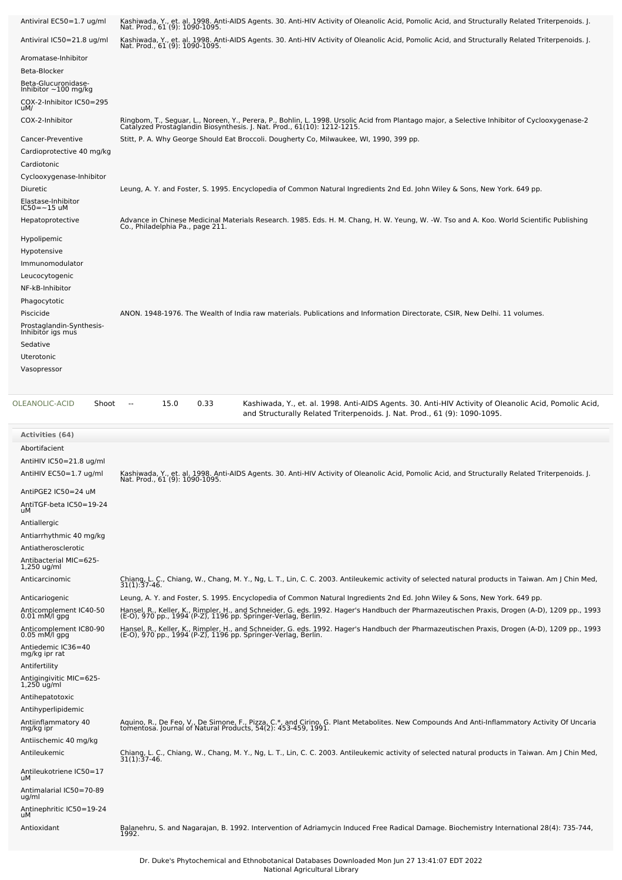| Activity | Reference |
|---|---|
| Antiviral EC50=1.7 ug/ml | Kashiwada, Y., et. al. 1998. Anti-AIDS Agents. 30. Anti-HIV Activity of Oleanolic Acid, Pomolic Acid, and Structurally Related Triterpenoids. J. Nat. Prod., 61 (9): 1090-1095. |
| Antiviral IC50=21.8 ug/ml | Kashiwada, Y., et. al. 1998. Anti-AIDS Agents. 30. Anti-HIV Activity of Oleanolic Acid, Pomolic Acid, and Structurally Related Triterpenoids. J. Nat. Prod., 61 (9): 1090-1095. |
| Aromatase-Inhibitor | |
| Beta-Blocker | |
| Beta-Glucuronidase-Inhibitor ~100 mg/kg | |
| COX-2-Inhibitor IC50=295 uM/ | |
| COX-2-Inhibitor | Ringbom, T., Seguar, L., Noreen, Y., Perera, P., Bohlin, L. 1998. Ursolic Acid from Plantago major, a Selective Inhibitor of Cyclooxygenase-2 Catalyzed Prostaglandin Biosynthesis. J. Nat. Prod., 61(10): 1212-1215. |
| Cancer-Preventive | Stitt, P. A. Why George Should Eat Broccoli. Dougherty Co, Milwaukee, WI, 1990, 399 pp. |
| Cardioprotective 40 mg/kg | |
| Cardiotonic | |
| Cyclooxygenase-Inhibitor | |
| Diuretic | Leung, A. Y. and Foster, S. 1995. Encyclopedia of Common Natural Ingredients 2nd Ed. John Wiley & Sons, New York. 649 pp. |
| Elastase-Inhibitor IC50=~15 uM | |
| Hepatoprotective | Advance in Chinese Medicinal Materials Research. 1985. Eds. H. M. Chang, H. W. Yeung, W. -W. Tso and A. Koo. World Scientific Publishing Co., Philadelphia Pa., page 211. |
| Hypolipemic | |
| Hypotensive | |
| Immunomodulator | |
| Leucocytogenic | |
| NF-kB-Inhibitor | |
| Phagocytotic | |
| Piscicide | ANON. 1948-1976. The Wealth of India raw materials. Publications and Information Directorate, CSIR, New Delhi. 11 volumes. |
| Prostaglandin-Synthesis-Inhibitor igs mus | |
| Sedative | |
| Uterotonic | |
| Vasopressor | |

| Chemical | Part | Low | High | StdDev | Reference |
|---|---|---|---|---|---|
| OLEANOLIC-ACID | Shoot | -- | 15.0 | 0.33 | Kashiwada, Y., et. al. 1998. Anti-AIDS Agents. 30. Anti-HIV Activity of Oleanolic Acid, Pomolic Acid, and Structurally Related Triterpenoids. J. Nat. Prod., 61 (9): 1090-1095. |

| Activities (64) | Reference |
|---|---|
| Abortifacient | |
| AntiHIV IC50=21.8 ug/ml | |
| AntiHIV EC50=1.7 ug/ml | Kashiwada, Y., et. al. 1998. Anti-AIDS Agents. 30. Anti-HIV Activity of Oleanolic Acid, Pomolic Acid, and Structurally Related Triterpenoids. J. Nat. Prod., 61 (9): 1090-1095. |
| AntiPGE2 IC50=24 uM | |
| AntiTGF-beta IC50=19-24 uM | |
| Antiallergic | |
| Antiarrhythmic 40 mg/kg | |
| Antiatherosclerotic | |
| Antibacterial MIC=625-1,250 ug/ml | |
| Anticarcinomic | Chiang, L. C., Chiang, W., Chang, M. Y., Ng, L. T., Lin, C. C. 2003. Antileukemic activity of selected natural products in Taiwan. Am J Chin Med, 31(1):37-46. |
| Anticariogenic | Leung, A. Y. and Foster, S. 1995. Encyclopedia of Common Natural Ingredients 2nd Ed. John Wiley & Sons, New York. 649 pp. |
| Anticomplement IC40-50 0.01 mM/l gpg | Hansel, R., Keller, K., Rimpler, H., and Schneider, G. eds. 1992. Hager's Handbuch der Pharmazeutischen Praxis, Drogen (A-D), 1209 pp., 1993 (E-O), 970 pp., 1994 (P-Z), 1196 pp. Springer-Verlag, Berlin. |
| Anticomplement IC80-90 0.05 mM/l gpg | Hansel, R., Keller, K., Rimpler, H., and Schneider, G. eds. 1992. Hager's Handbuch der Pharmazeutischen Praxis, Drogen (A-D), 1209 pp., 1993 (E-O), 970 pp., 1994 (P-Z), 1196 pp. Springer-Verlag, Berlin. |
| Antiedemic IC36=40 mg/kg ipr rat | |
| Antifertility | |
| Antigingivitic MIC=625-1,250 ug/ml | |
| Antihepatotoxic | |
| Antihyperlipidemic | |
| Antiinflammatory 40 mg/kg ipr | Aquino, R., De Feo, V., De Simone, F., Pizza, C.*, and Cirino, G. Plant Metabolites. New Compounds And Anti-Inflammatory Activity Of Uncaria tomentosa. Journal of Natural Products, 54(2): 453-459, 1991. |
| Antiischemic 40 mg/kg | |
| Antileukemic | Chiang, L. C., Chiang, W., Chang, M. Y., Ng, L. T., Lin, C. C. 2003. Antileukemic activity of selected natural products in Taiwan. Am J Chin Med, 31(1):37-46. |
| Antileukotriene IC50=17 uM | |
| Antimalarial IC50=70-89 ug/ml | |
| Antinephritic IC50=19-24 uM | |
| Antioxidant | Balanehru, S. and Nagarajan, B. 1992. Intervention of Adriamycin Induced Free Radical Damage. Biochemistry International 28(4): 735-744, 1992. |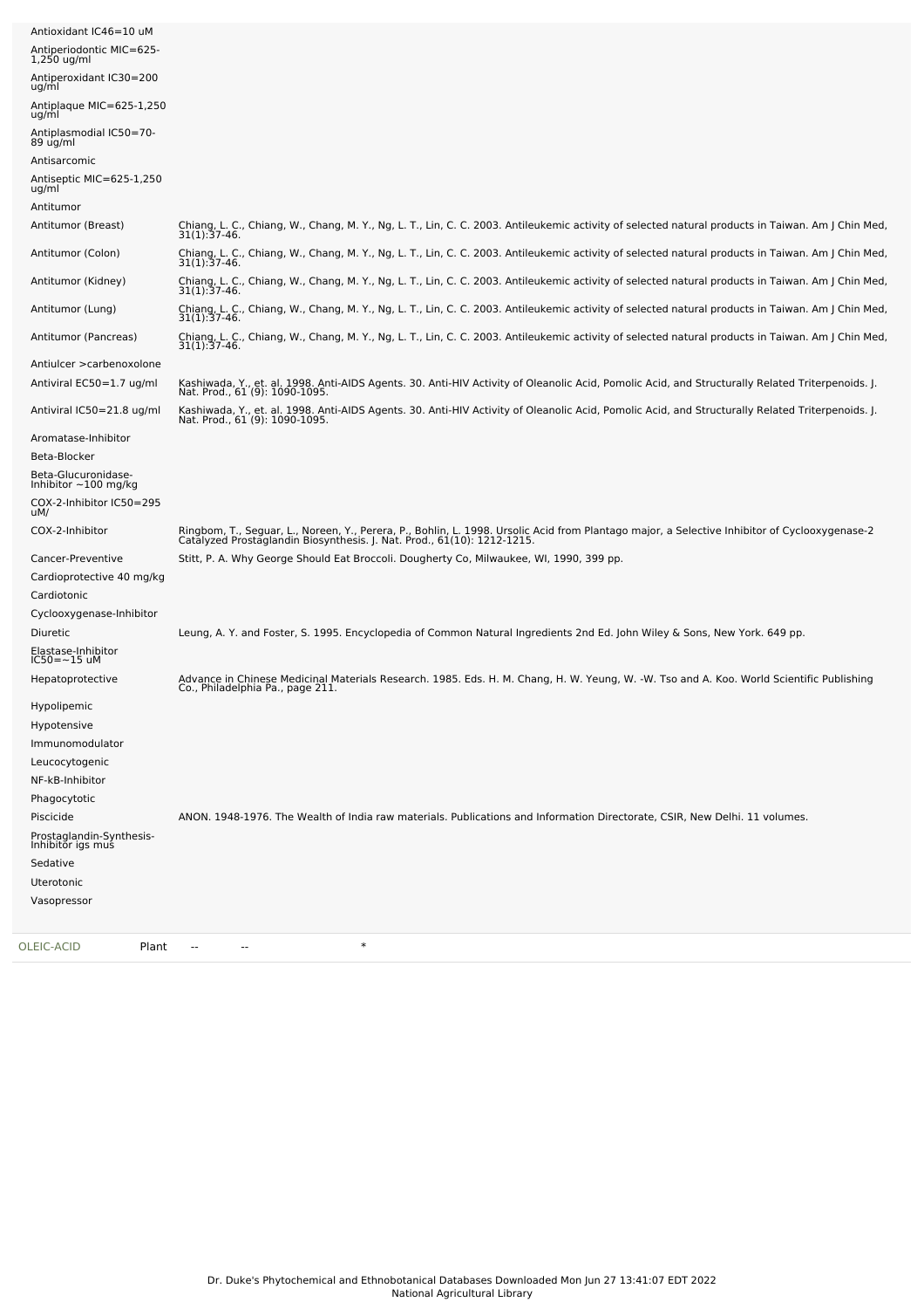| Activity | Reference |
|---|---|
| Antioxidant IC46=10 uM | |
| Antiperiodontic MIC=625-1,250 ug/ml | |
| Antiperoxidant IC30=200 ug/ml | |
| Antiplaque MIC=625-1,250 ug/ml | |
| Antiplasmodial IC50=70-89 ug/ml | |
| Antisarcomic | |
| Antiseptic MIC=625-1,250 ug/ml | |
| Antitumor | |
| Antitumor (Breast) | Chiang, L. C., Chiang, W., Chang, M. Y., Ng, L. T., Lin, C. C. 2003. Antileukemic activity of selected natural products in Taiwan. Am J Chin Med, 31(1):37-46. |
| Antitumor (Colon) | Chiang, L. C., Chiang, W., Chang, M. Y., Ng, L. T., Lin, C. C. 2003. Antileukemic activity of selected natural products in Taiwan. Am J Chin Med, 31(1):37-46. |
| Antitumor (Kidney) | Chiang, L. C., Chiang, W., Chang, M. Y., Ng, L. T., Lin, C. C. 2003. Antileukemic activity of selected natural products in Taiwan. Am J Chin Med, 31(1):37-46. |
| Antitumor (Lung) | Chiang, L. C., Chiang, W., Chang, M. Y., Ng, L. T., Lin, C. C. 2003. Antileukemic activity of selected natural products in Taiwan. Am J Chin Med, 31(1):37-46. |
| Antitumor (Pancreas) | Chiang, L. C., Chiang, W., Chang, M. Y., Ng, L. T., Lin, C. C. 2003. Antileukemic activity of selected natural products in Taiwan. Am J Chin Med, 31(1):37-46. |
| Antiulcer >carbenoxolone | |
| Antiviral EC50=1.7 ug/ml | Kashiwada, Y., et. al. 1998. Anti-AIDS Agents. 30. Anti-HIV Activity of Oleanolic Acid, Pomolic Acid, and Structurally Related Triterpenoids. J. Nat. Prod., 61 (9): 1090-1095. |
| Antiviral IC50=21.8 ug/ml | Kashiwada, Y., et. al. 1998. Anti-AIDS Agents. 30. Anti-HIV Activity of Oleanolic Acid, Pomolic Acid, and Structurally Related Triterpenoids. J. Nat. Prod., 61 (9): 1090-1095. |
| Aromatase-Inhibitor | |
| Beta-Blocker | |
| Beta-Glucuronidase-Inhibitor ~100 mg/kg | |
| COX-2-Inhibitor IC50=295 uM/ | |
| COX-2-Inhibitor | Ringbom, T., Seguar, L., Noreen, Y., Perera, P., Bohlin, L. 1998. Ursolic Acid from Plantago major, a Selective Inhibitor of Cyclooxygenase-2 Catalyzed Prostaglandin Biosynthesis. J. Nat. Prod., 61(10): 1212-1215. |
| Cancer-Preventive | Stitt, P. A. Why George Should Eat Broccoli. Dougherty Co, Milwaukee, WI, 1990, 399 pp. |
| Cardioprotective 40 mg/kg | |
| Cardiotonic | |
| Cyclooxygenase-Inhibitor | |
| Diuretic | Leung, A. Y. and Foster, S. 1995. Encyclopedia of Common Natural Ingredients 2nd Ed. John Wiley & Sons, New York. 649 pp. |
| Elastase-Inhibitor IC50=~15 uM | |
| Hepatoprotective | Advance in Chinese Medicinal Materials Research. 1985. Eds. H. M. Chang, H. W. Yeung, W. -W. Tso and A. Koo. World Scientific Publishing Co., Philadelphia Pa., page 211. |
| Hypolipemic | |
| Hypotensive | |
| Immunomodulator | |
| Leucocytogenic | |
| NF-kB-Inhibitor | |
| Phagocytotic | |
| Piscicide | ANON. 1948-1976. The Wealth of India raw materials. Publications and Information Directorate, CSIR, New Delhi. 11 volumes. |
| Prostaglandin-Synthesis-Inhibitor igs mus | |
| Sedative | |
| Uterotonic | |
| Vasopressor | |

| Chemical | Part | Low | High | |
|---|---|---|---|---|
| OLEIC-ACID | Plant | -- | -- | * |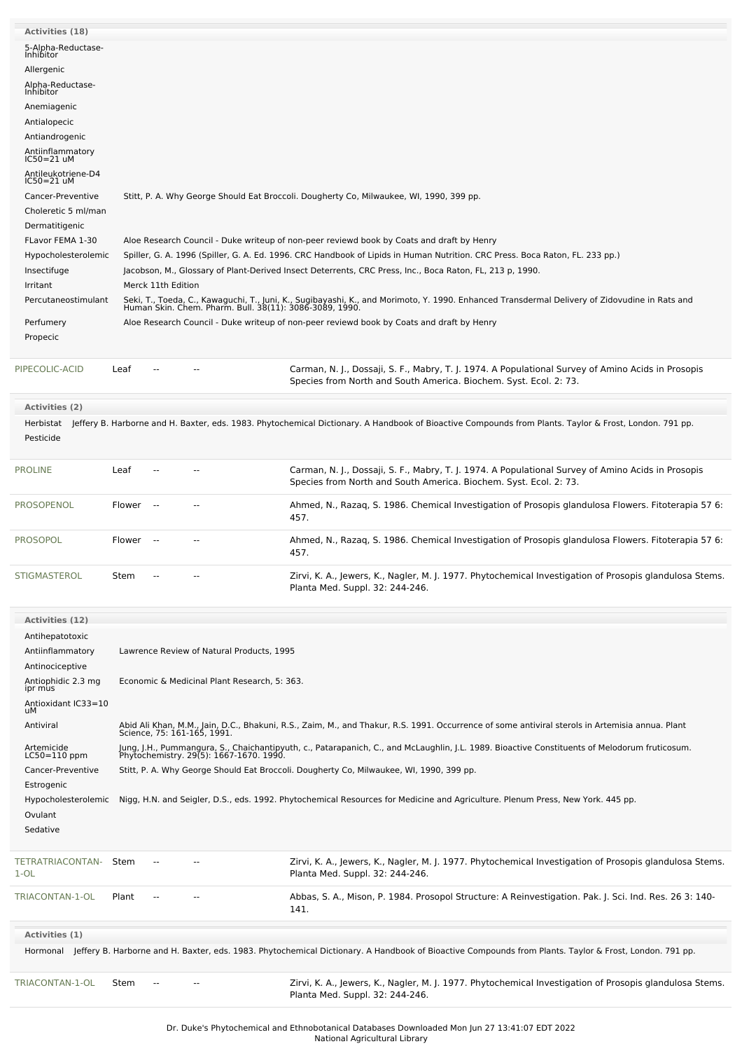**Activities (18)**

| Activity | Reference |
| --- | --- |
| 5-Alpha-Reductase-Inhibitor | |
| Allergenic | |
| Alpha-Reductase-Inhibitor | |
| Anemiagenic | |
| Antialopecic | |
| Antiandrogenic | |
| Antiinflammatory IC50=21 uM | |
| Antileukotriene-D4 IC50=21 uM | |
| Cancer-Preventive | Stitt, P. A. Why George Should Eat Broccoli. Dougherty Co, Milwaukee, WI, 1990, 399 pp. |
| Choleretic 5 ml/man | |
| Dermatitigenic | |
| FLavor FEMA 1-30 | Aloe Research Council - Duke writeup of non-peer reviewd book by Coats and draft by Henry |
| Hypocholesterolemic | Spiller, G. A. 1996 (Spiller, G. A. Ed. 1996. CRC Handbook of Lipids in Human Nutrition. CRC Press. Boca Raton, FL. 233 pp.) |
| Insectifuge | Jacobson, M., Glossary of Plant-Derived Insect Deterrents, CRC Press, Inc., Boca Raton, FL, 213 p, 1990. |
| Irritant | Merck 11th Edition |
| Percutaneostimulant | Seki, T., Toeda, C., Kawaguchi, T., Juni, K., Sugibayashi, K., and Morimoto, Y. 1990. Enhanced Transdermal Delivery of Zidovudine in Rats and Human Skin. Chem. Pharm. Bull. 38(11): 3086-3089, 1990. |
| Perfumery | Aloe Research Council - Duke writeup of non-peer reviewd book by Coats and draft by Henry |
| Propecic | |

| Chemical | Part | Low PPM | High PPM | Reference |
| --- | --- | --- | --- | --- |
| PIPECOLIC-ACID | Leaf | -- | -- | Carman, N. J., Dossaji, S. F., Mabry, T. J. 1974. A Populational Survey of Amino Acids in Prosopis Species from North and South America. Biochem. Syst. Ecol. 2: 73. |

**Activities (2)**

| Activity | Reference |
| --- | --- |
| Herbistat | Jeffery B. Harborne and H. Baxter, eds. 1983. Phytochemical Dictionary. A Handbook of Bioactive Compounds from Plants. Taylor & Frost, London. 791 pp. |
| Pesticide | |

| Chemical | Part | Low PPM | High PPM | Reference |
| --- | --- | --- | --- | --- |
| PROLINE | Leaf | -- | -- | Carman, N. J., Dossaji, S. F., Mabry, T. J. 1974. A Populational Survey of Amino Acids in Prosopis Species from North and South America. Biochem. Syst. Ecol. 2: 73. |
| PROSOPENOL | Flower | -- | -- | Ahmed, N., Razaq, S. 1986. Chemical Investigation of Prosopis glandulosa Flowers. Fitoterapia 57 6: 457. |
| PROSOPOL | Flower | -- | -- | Ahmed, N., Razaq, S. 1986. Chemical Investigation of Prosopis glandulosa Flowers. Fitoterapia 57 6: 457. |
| STIGMASTEROL | Stem | -- | -- | Zirvi, K. A., Jewers, K., Nagler, M. J. 1977. Phytochemical Investigation of Prosopis glandulosa Stems. Planta Med. Suppl. 32: 244-246. |

**Activities (12)**

| Activity | Reference |
| --- | --- |
| Antihepatotoxic | |
| Antiinflammatory | Lawrence Review of Natural Products, 1995 |
| Antinociceptive | |
| Antiophidic 2.3 mg ipr mus | Economic & Medicinal Plant Research, 5: 363. |
| Antioxidant IC33=10 uM | |
| Antiviral | Abid Ali Khan, M.M., Jain, D.C., Bhakuni, R.S., Zaim, M., and Thakur, R.S. 1991. Occurrence of some antiviral sterols in Artemisia annua. Plant Science, 75: 161-165, 1991. |
| Artemicide LC50=110 ppm | Jung, J.H., Pummangura, S., Chaichantipyuth, c., Patarapanich, C., and McLaughlin, J.L. 1989. Bioactive Constituents of Melodorum fruticosum. Phytochemistry. 29(5): 1667-1670. 1990. |
| Cancer-Preventive | Stitt, P. A. Why George Should Eat Broccoli. Dougherty Co, Milwaukee, WI, 1990, 399 pp. |
| Estrogenic | |
| Hypocholesterolemic | Nigg, H.N. and Seigler, D.S., eds. 1992. Phytochemical Resources for Medicine and Agriculture. Plenum Press, New York. 445 pp. |
| Ovulant | |
| Sedative | |

| Chemical | Part | Low PPM | High PPM | Reference |
| --- | --- | --- | --- | --- |
| TETRATRIACONTAN-1-OL | Stem | -- | -- | Zirvi, K. A., Jewers, K., Nagler, M. J. 1977. Phytochemical Investigation of Prosopis glandulosa Stems. Planta Med. Suppl. 32: 244-246. |
| TRIACONTAN-1-OL | Plant | -- | -- | Abbas, S. A., Mison, P. 1984. Prosopol Structure: A Reinvestigation. Pak. J. Sci. Ind. Res. 26 3: 140-141. |

**Activities (1)**

| Activity | Reference |
| --- | --- |
| Hormonal | Jeffery B. Harborne and H. Baxter, eds. 1983. Phytochemical Dictionary. A Handbook of Bioactive Compounds from Plants. Taylor & Frost, London. 791 pp. |

| Chemical | Part | Low PPM | High PPM | Reference |
| --- | --- | --- | --- | --- |
| TRIACONTAN-1-OL | Stem | -- | -- | Zirvi, K. A., Jewers, K., Nagler, M. J. 1977. Phytochemical Investigation of Prosopis glandulosa Stems. Planta Med. Suppl. 32: 244-246. |

Dr. Duke's Phytochemical and Ethnobotanical Databases Downloaded Mon Jun 27 13:41:07 EDT 2022
National Agricultural Library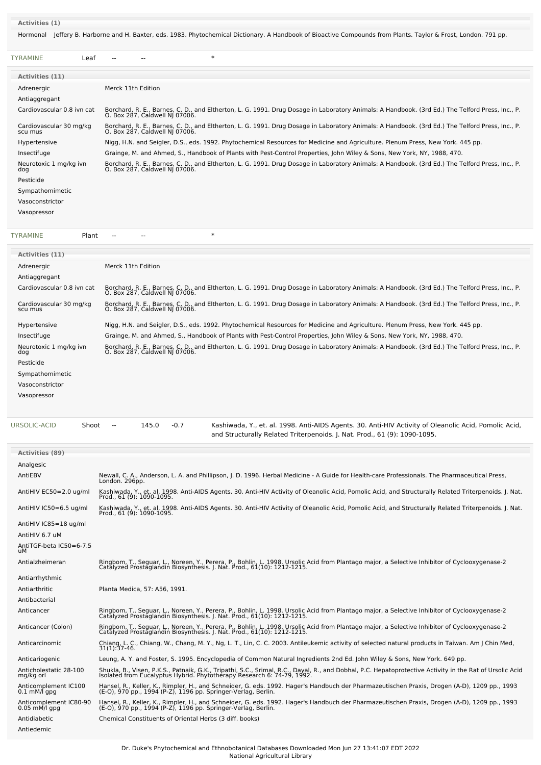**Activities (1)**

| | |
|---|---|
| Hormonal | Jeffery B. Harborne and H. Baxter, eds. 1983. Phytochemical Dictionary. A Handbook of Bioactive Compounds from Plants. Taylor & Frost, London. 791 pp. |

| | | | | |
|---|---|---|---|---|
| TYRAMINE | Leaf | -- | -- | * |

**Activities (11)**

| | |
|---|---|
| Adrenergic | Merck 11th Edition |
| Antiaggregant | |
| Cardiovascular 0.8 ivn cat | Borchard, R. E., Barnes, C. D., and Eltherton, L. G. 1991. Drug Dosage in Laboratory Animals: A Handbook. (3rd Ed.) The Telford Press, Inc., P. O. Box 287, Caldwell NJ 07006. |
| Cardiovascular 30 mg/kg scu mus | Borchard, R. E., Barnes, C. D., and Eltherton, L. G. 1991. Drug Dosage in Laboratory Animals: A Handbook. (3rd Ed.) The Telford Press, Inc., P. O. Box 287, Caldwell NJ 07006. |
| Hypertensive | Nigg, H.N. and Seigler, D.S., eds. 1992. Phytochemical Resources for Medicine and Agriculture. Plenum Press, New York. 445 pp. |
| Insectifuge | Grainge, M. and Ahmed, S., Handbook of Plants with Pest-Control Properties, John Wiley & Sons, New York, NY, 1988, 470. |
| Neurotoxic 1 mg/kg ivn dog | Borchard, R. E., Barnes, C. D., and Eltherton, L. G. 1991. Drug Dosage in Laboratory Animals: A Handbook. (3rd Ed.) The Telford Press, Inc., P. O. Box 287, Caldwell NJ 07006. |
| Pesticide | |
| Sympathomimetic | |
| Vasoconstrictor | |
| Vasopressor | |

| | | | | |
|---|---|---|---|---|
| TYRAMINE | Plant | -- | -- | * |

**Activities (11)**

| | |
|---|---|
| Adrenergic | Merck 11th Edition |
| Antiaggregant | |
| Cardiovascular 0.8 ivn cat | Borchard, R. E., Barnes, C. D., and Eltherton, L. G. 1991. Drug Dosage in Laboratory Animals: A Handbook. (3rd Ed.) The Telford Press, Inc., P. O. Box 287, Caldwell NJ 07006. |
| Cardiovascular 30 mg/kg scu mus | Borchard, R. E., Barnes, C. D., and Eltherton, L. G. 1991. Drug Dosage in Laboratory Animals: A Handbook. (3rd Ed.) The Telford Press, Inc., P. O. Box 287, Caldwell NJ 07006. |
| Hypertensive | Nigg, H.N. and Seigler, D.S., eds. 1992. Phytochemical Resources for Medicine and Agriculture. Plenum Press, New York. 445 pp. |
| Insectifuge | Grainge, M. and Ahmed, S., Handbook of Plants with Pest-Control Properties, John Wiley & Sons, New York, NY, 1988, 470. |
| Neurotoxic 1 mg/kg ivn dog | Borchard, R. E., Barnes, C. D., and Eltherton, L. G. 1991. Drug Dosage in Laboratory Animals: A Handbook. (3rd Ed.) The Telford Press, Inc., P. O. Box 287, Caldwell NJ 07006. |
| Pesticide | |
| Sympathomimetic | |
| Vasoconstrictor | |
| Vasopressor | |

| | | | | | |
|---|---|---|---|---|---|
| URSOLIC-ACID | Shoot | -- | 145.0 | -0.7 | Kashiwada, Y., et. al. 1998. Anti-AIDS Agents. 30. Anti-HIV Activity of Oleanolic Acid, Pomolic Acid, and Structurally Related Triterpenoids. J. Nat. Prod., 61 (9): 1090-1095. |

**Activities (89)**

| | |
|---|---|
| Analgesic | |
| AntiEBV | Newall, C. A., Anderson, L. A. and Phillipson, J. D. 1996. Herbal Medicine - A Guide for Health-care Professionals. The Pharmaceutical Press, London. 296pp. |
| AntiHIV EC50=2.0 ug/ml | Kashiwada, Y., et. al. 1998. Anti-AIDS Agents. 30. Anti-HIV Activity of Oleanolic Acid, Pomolic Acid, and Structurally Related Triterpenoids. J. Nat. Prod., 61 (9): 1090-1095. |
| AntiHIV IC50=6.5 ug/ml | Kashiwada, Y., et. al. 1998. Anti-AIDS Agents. 30. Anti-HIV Activity of Oleanolic Acid, Pomolic Acid, and Structurally Related Triterpenoids. J. Nat. Prod., 61 (9): 1090-1095. |
| AntiHIV IC85=18 ug/ml | |
| AntiHIV 6.7 uM | |
| AntiTGF-beta IC50=6-7.5 uM | |
| Antialzheimeran | Ringbom, T., Seguar, L., Noreen, Y., Perera, P., Bohlin, L. 1998. Ursolic Acid from Plantago major, a Selective Inhibitor of Cyclooxygenase-2 Catalyzed Prostaglandin Biosynthesis. J. Nat. Prod., 61(10): 1212-1215. |
| Antiarrhythmic | |
| Antiarthritic | Planta Medica, 57: A56, 1991. |
| Antibacterial | |
| Anticancer | Ringbom, T., Seguar, L., Noreen, Y., Perera, P., Bohlin, L. 1998. Ursolic Acid from Plantago major, a Selective Inhibitor of Cyclooxygenase-2 Catalyzed Prostaglandin Biosynthesis. J. Nat. Prod., 61(10): 1212-1215. |
| Anticancer (Colon) | Ringbom, T., Seguar, L., Noreen, Y., Perera, P., Bohlin, L. 1998. Ursolic Acid from Plantago major, a Selective Inhibitor of Cyclooxygenase-2 Catalyzed Prostaglandin Biosynthesis. J. Nat. Prod., 61(10): 1212-1215. |
| Anticarcinomic | Chiang, L. C., Chiang, W., Chang, M. Y., Ng, L. T., Lin, C. C. 2003. Antileukemic activity of selected natural products in Taiwan. Am J Chin Med, 31(1):37-46. |
| Anticariogenic | Leung, A. Y. and Foster, S. 1995. Encyclopedia of Common Natural Ingredients 2nd Ed. John Wiley & Sons, New York. 649 pp. |
| Anticholestatic 28-100 mg/kg orl | Shukla, B., Visen, P.K.S., Patnaik, G.K., Tripathi, S.C., Srimal, R.C., Dayal, R., and Dobhal, P.C. Hepatoprotective Activity in the Rat of Ursolic Acid Isolated from Eucalyptus Hybrid. Phytotherapy Research 6: 74-79, 1992. |
| Anticomplement IC100 0.1 mM/l gpg | Hansel, R., Keller, K., Rimpler, H., and Schneider, G. eds. 1992. Hager's Handbuch der Pharmazeutischen Praxis, Drogen (A-D), 1209 pp., 1993 (E-O), 970 pp., 1994 (P-Z), 1196 pp. Springer-Verlag, Berlin. |
| Anticomplement IC80-90 0.05 mM/l gpg | Hansel, R., Keller, K., Rimpler, H., and Schneider, G. eds. 1992. Hager's Handbuch der Pharmazeutischen Praxis, Drogen (A-D), 1209 pp., 1993 (E-O), 970 pp., 1994 (P-Z), 1196 pp. Springer-Verlag, Berlin. |
| Antidiabetic | Chemical Constituents of Oriental Herbs (3 diff. books) |
| Antiedemic | |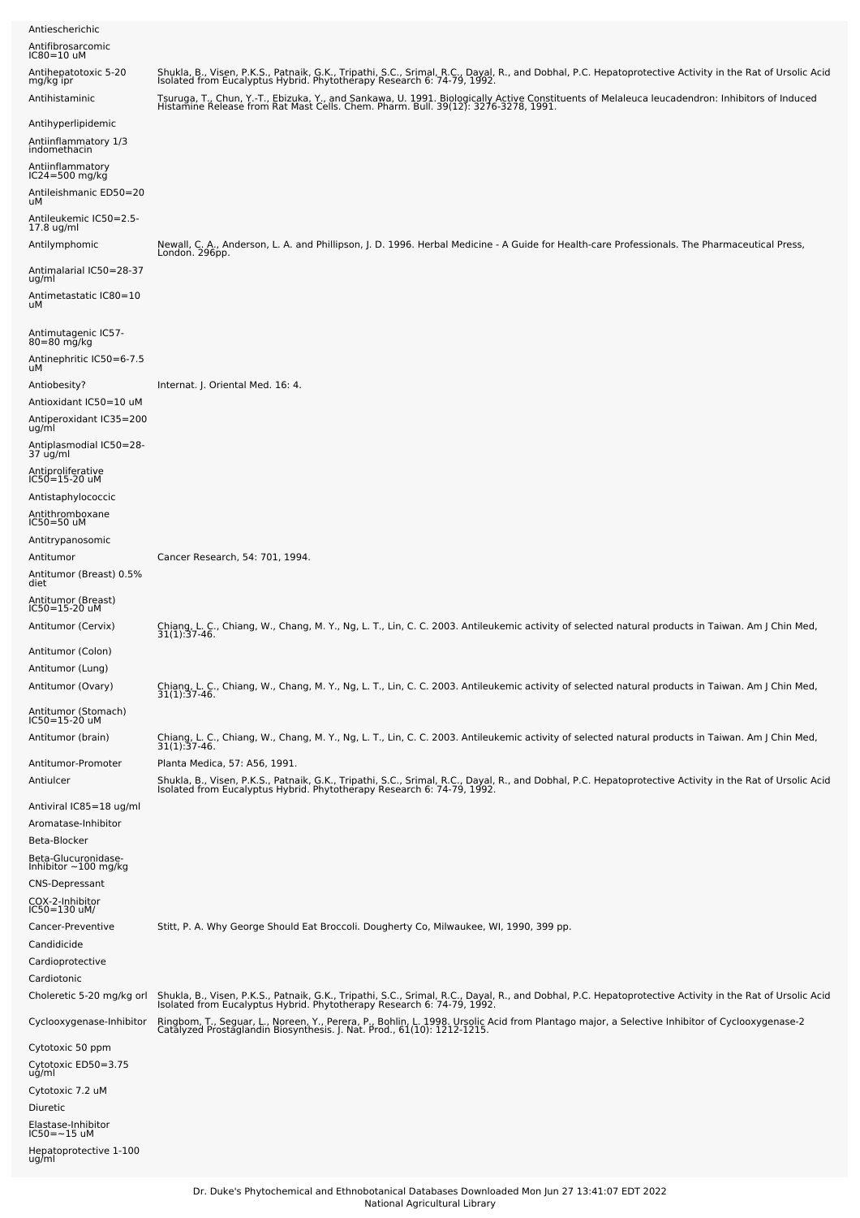| | |
|---|---|
| Antiescherichic | |
| Antifibrosarcomic IC80=10 uM | |
| Antihepatotoxic 5-20 mg/kg ipr | Shukla, B., Visen, P.K.S., Patnaik, G.K., Tripathi, S.C., Srimal, R.C., Dayal, R., and Dobhal, P.C. Hepatoprotective Activity in the Rat of Ursolic Acid Isolated from Eucalyptus Hybrid. Phytotherapy Research 6: 74-79, 1992. |
| Antihistaminic | Tsuruga, T., Chun, Y.-T., Ebizuka, Y., and Sankawa, U. 1991. Biologically Active Constituents of Melaleuca leucadendron: Inhibitors of Induced Histamine Release from Rat Mast Cells. Chem. Pharm. Bull. 39(12): 3276-3278, 1991. |
| Antihyperlipidemic | |
| Antiinflammatory 1/3 indomethacin | |
| Antiinflammatory IC24=500 mg/kg | |
| Antileishmanic ED50=20 uM | |
| Antileukemic IC50=2.5-17.8 ug/ml | |
| Antilymphomic | Newall, C. A., Anderson, L. A. and Phillipson, J. D. 1996. Herbal Medicine - A Guide for Health-care Professionals. The Pharmaceutical Press, London. 296pp. |
| Antimalarial IC50=28-37 ug/ml | |
| Antimetastatic IC80=10 uM | |
| Antimutagenic IC57-80=80 mg/kg | |
| Antinephritic IC50=6-7.5 uM | |
| Antiobesity? | Internat. J. Oriental Med. 16: 4. |
| Antioxidant IC50=10 uM | |
| Antiperoxidant IC35=200 ug/ml | |
| Antiplasmodial IC50=28-37 ug/ml | |
| Antiproliferative IC50=15-20 uM | |
| Antistaphylococcic | |
| Antithromboxane IC50=50 uM | |
| Antitrypanosomic | |
| Antitumor | Cancer Research, 54: 701, 1994. |
| Antitumor (Breast) 0.5% diet | |
| Antitumor (Breast) IC50=15-20 uM | |
| Antitumor (Cervix) | Chiang, L. C., Chiang, W., Chang, M. Y., Ng, L. T., Lin, C. C. 2003. Antileukemic activity of selected natural products in Taiwan. Am J Chin Med, 31(1):37-46. |
| Antitumor (Colon) | |
| Antitumor (Lung) | |
| Antitumor (Ovary) | Chiang, L. C., Chiang, W., Chang, M. Y., Ng, L. T., Lin, C. C. 2003. Antileukemic activity of selected natural products in Taiwan. Am J Chin Med, 31(1):37-46. |
| Antitumor (Stomach) IC50=15-20 uM | |
| Antitumor (brain) | Chiang, L. C., Chiang, W., Chang, M. Y., Ng, L. T., Lin, C. C. 2003. Antileukemic activity of selected natural products in Taiwan. Am J Chin Med, 31(1):37-46. |
| Antitumor-Promoter | Planta Medica, 57: A56, 1991. |
| Antiulcer | Shukla, B., Visen, P.K.S., Patnaik, G.K., Tripathi, S.C., Srimal, R.C., Dayal, R., and Dobhal, P.C. Hepatoprotective Activity in the Rat of Ursolic Acid Isolated from Eucalyptus Hybrid. Phytotherapy Research 6: 74-79, 1992. |
| Antiviral IC85=18 ug/ml | |
| Aromatase-Inhibitor | |
| Beta-Blocker | |
| Beta-Glucuronidase-Inhibitor ~100 mg/kg | |
| CNS-Depressant | |
| COX-2-Inhibitor IC50=130 uM/ | |
| Cancer-Preventive | Stitt, P. A. Why George Should Eat Broccoli. Dougherty Co, Milwaukee, WI, 1990, 399 pp. |
| Candidicide | |
| Cardioprotective | |
| Cardiotonic | |
| Choleretic 5-20 mg/kg orl | Shukla, B., Visen, P.K.S., Patnaik, G.K., Tripathi, S.C., Srimal, R.C., Dayal, R., and Dobhal, P.C. Hepatoprotective Activity in the Rat of Ursolic Acid Isolated from Eucalyptus Hybrid. Phytotherapy Research 6: 74-79, 1992. |
| Cyclooxygenase-Inhibitor | Ringbom, T., Seguar, L., Noreen, Y., Perera, P., Bohlin, L. 1998. Ursolic Acid from Plantago major, a Selective Inhibitor of Cyclooxygenase-2 Catalyzed Prostaglandin Biosynthesis. J. Nat. Prod., 61(10): 1212-1215. |
| Cytotoxic 50 ppm | |
| Cytotoxic ED50=3.75 ug/ml | |
| Cytotoxic 7.2 uM | |
| Diuretic | |
| Elastase-Inhibitor IC50=~15 uM | |
| Hepatoprotective 1-100 ug/ml | |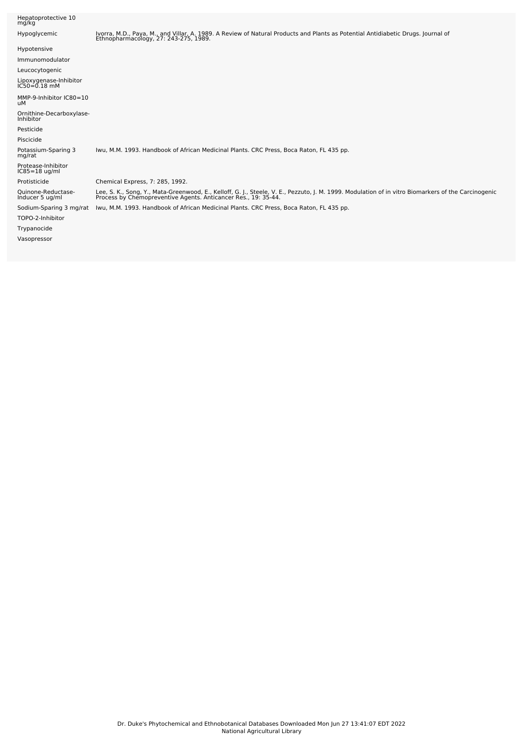| | |
|---|---|
| Hepatoprotective 10 mg/kg | |
| Hypoglycemic | Ivorra, M.D., Paya, M., and Villar, A. 1989. A Review of Natural Products and Plants as Potential Antidiabetic Drugs. Journal of Ethnopharmacology, 27: 243-275, 1989. |
| Hypotensive | |
| Immunomodulator | |
| Leucocytogenic | |
| Lipoxygenase-Inhibitor IC50=0.18 mM | |
| MMP-9-Inhibitor IC80=10 uM | |
| Ornithine-Decarboxylase-Inhibitor | |
| Pesticide | |
| Piscicide | |
| Potassium-Sparing 3 mg/rat | Iwu, M.M. 1993. Handbook of African Medicinal Plants. CRC Press, Boca Raton, FL 435 pp. |
| Protease-Inhibitor IC85=18 ug/ml | |
| Protisticide | Chemical Express, 7: 285, 1992. |
| Quinone-Reductase-Inducer 5 ug/ml | Lee, S. K., Song, Y., Mata-Greenwood, E., Kelloff, G. J., Steele, V. E., Pezzuto, J. M. 1999. Modulation of in vitro Biomarkers of the Carcinogenic Process by Chemopreventive Agents. Anticancer Res., 19: 35-44. |
| Sodium-Sparing 3 mg/rat | Iwu, M.M. 1993. Handbook of African Medicinal Plants. CRC Press, Boca Raton, FL 435 pp. |
| TOPO-2-Inhibitor | |
| Trypanocide | |
| Vasopressor | |

Dr. Duke's Phytochemical and Ethnobotanical Databases Downloaded Mon Jun 27 13:41:07 EDT 2022
National Agricultural Library